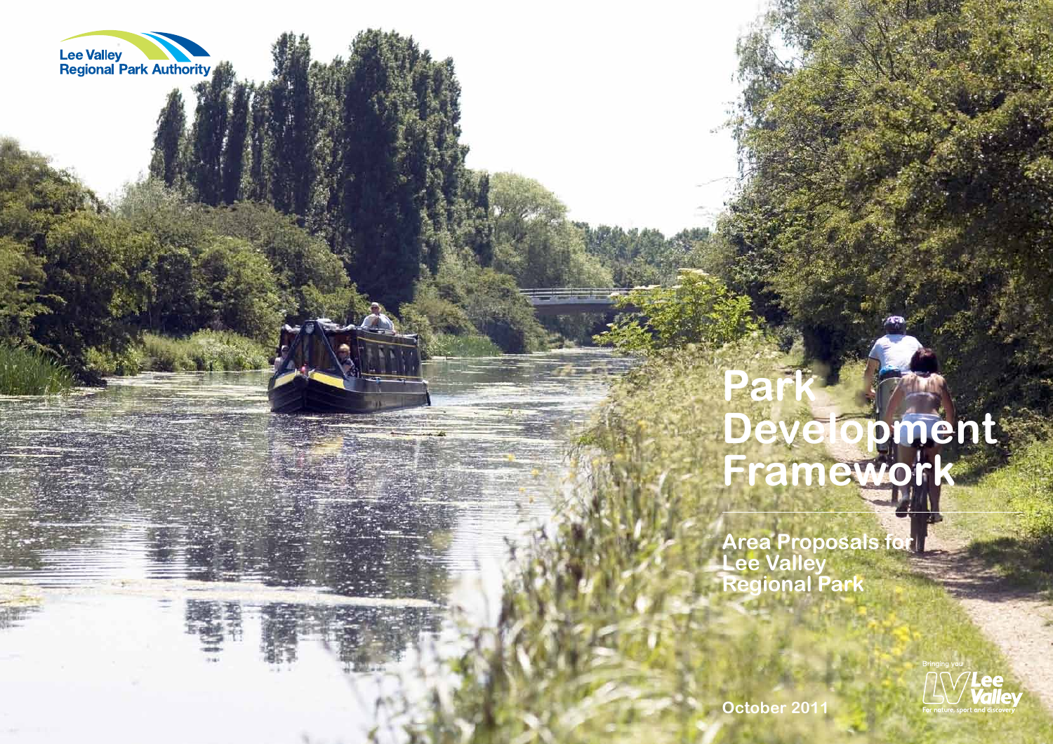Lee Valley
Regional Park Authority

# Park Development Framework

## Area Proposals for Lee Valley Regional Park

October 2011

Bringing you
Lee Valley
For nature, sport and discovery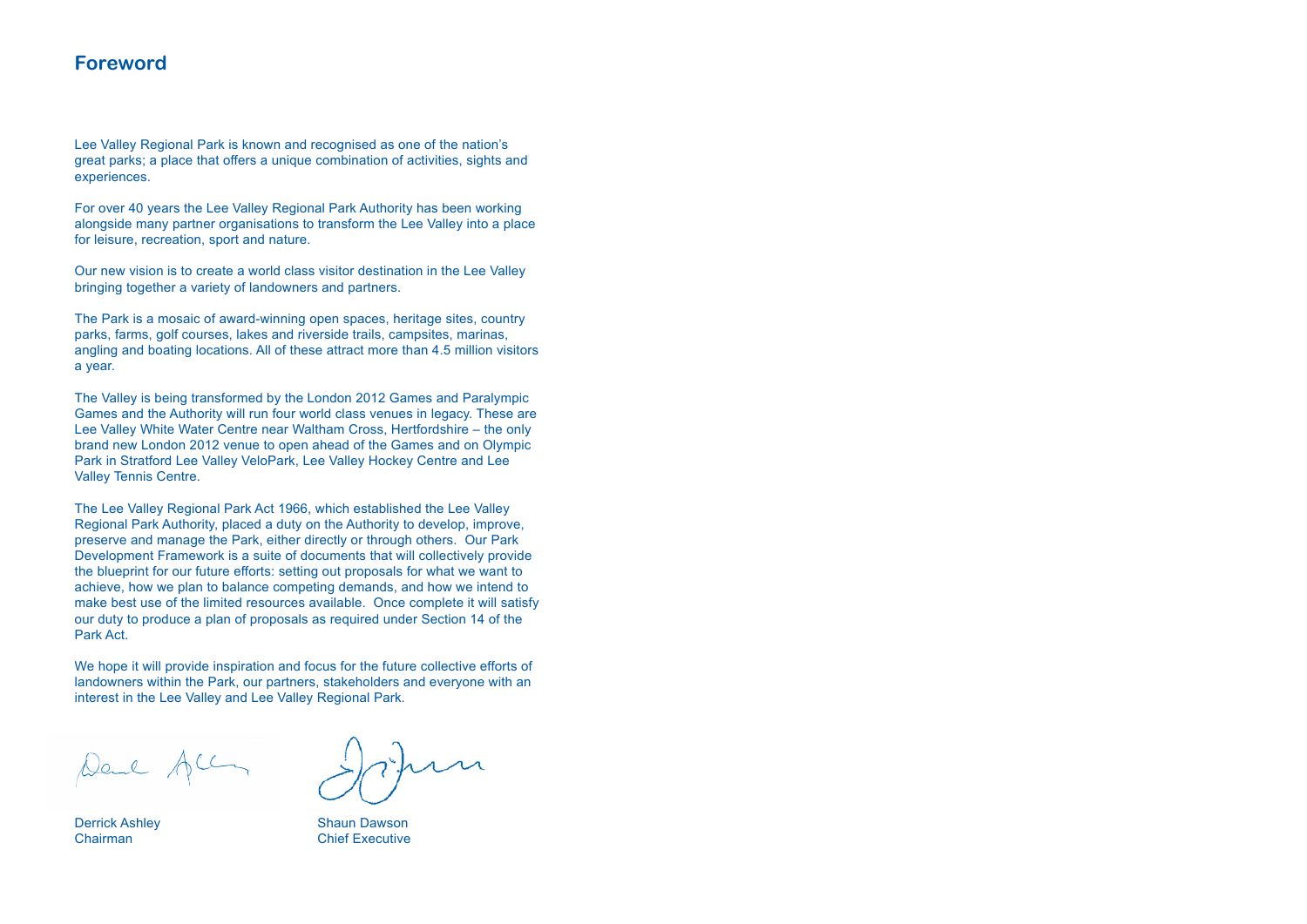## Foreword

Lee Valley Regional Park is known and recognised as one of the nation's great parks; a place that offers a unique combination of activities, sights and experiences.

For over 40 years the Lee Valley Regional Park Authority has been working alongside many partner organisations to transform the Lee Valley into a place for leisure, recreation, sport and nature.

Our new vision is to create a world class visitor destination in the Lee Valley bringing together a variety of landowners and partners.

The Park is a mosaic of award-winning open spaces, heritage sites, country parks, farms, golf courses, lakes and riverside trails, campsites, marinas, angling and boating locations. All of these attract more than 4.5 million visitors a year.

The Valley is being transformed by the London 2012 Games and Paralympic Games and the Authority will run four world class venues in legacy. These are Lee Valley White Water Centre near Waltham Cross, Hertfordshire – the only brand new London 2012 venue to open ahead of the Games and on Olympic Park in Stratford Lee Valley VeloPark, Lee Valley Hockey Centre and Lee Valley Tennis Centre.

The Lee Valley Regional Park Act 1966, which established the Lee Valley Regional Park Authority, placed a duty on the Authority to develop, improve, preserve and manage the Park, either directly or through others. Our Park Development Framework is a suite of documents that will collectively provide the blueprint for our future efforts: setting out proposals for what we want to achieve, how we plan to balance competing demands, and how we intend to make best use of the limited resources available. Once complete it will satisfy our duty to produce a plan of proposals as required under Section 14 of the Park Act.

We hope it will provide inspiration and focus for the future collective efforts of landowners within the Park, our partners, stakeholders and everyone with an interest in the Lee Valley and Lee Valley Regional Park.

Derrick Ashley
Chairman

Shaun Dawson
Chief Executive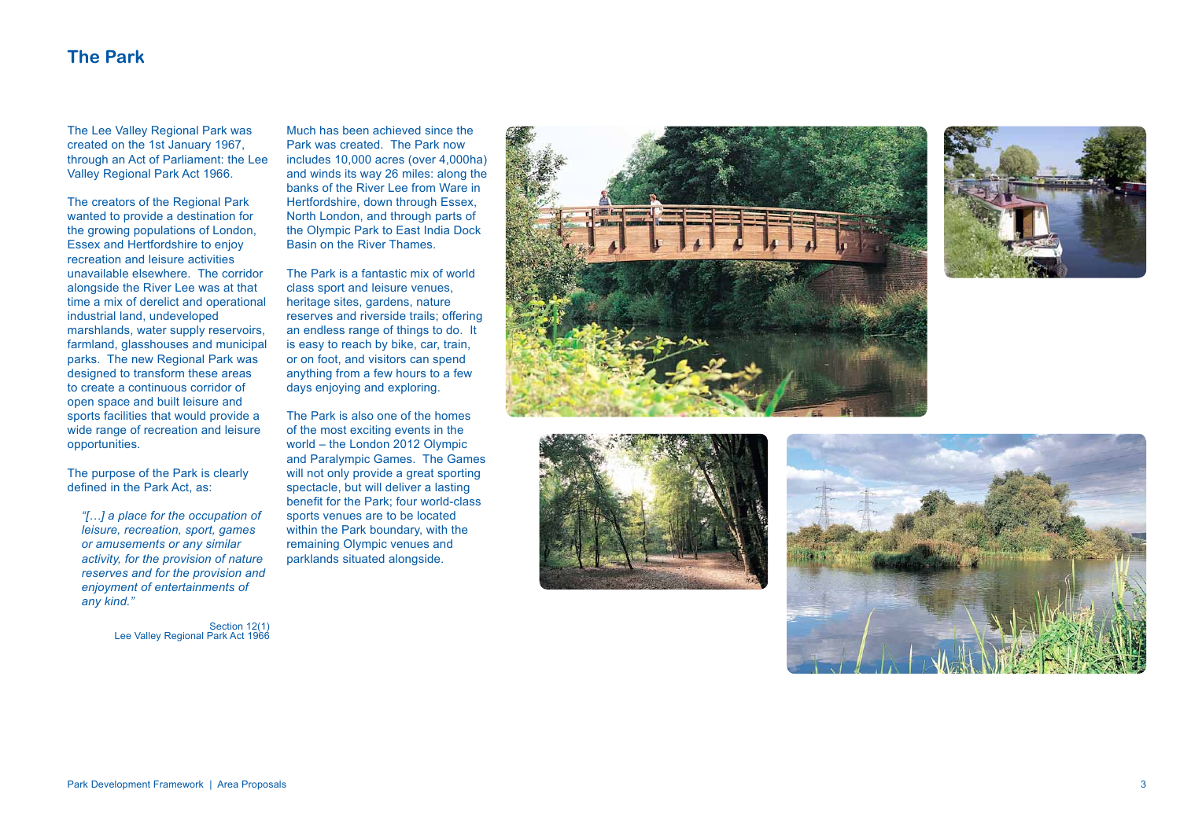## The Park

The Lee Valley Regional Park was created on the 1st January 1967, through an Act of Parliament: the Lee Valley Regional Park Act 1966.

The creators of the Regional Park wanted to provide a destination for the growing populations of London, Essex and Hertfordshire to enjoy recreation and leisure activities unavailable elsewhere. The corridor alongside the River Lee was at that time a mix of derelict and operational industrial land, undeveloped marshlands, water supply reservoirs, farmland, glasshouses and municipal parks. The new Regional Park was designed to transform these areas to create a continuous corridor of open space and built leisure and sports facilities that would provide a wide range of recreation and leisure opportunities.

The purpose of the Park is clearly defined in the Park Act, as:

> *"[…] a place for the occupation of leisure, recreation, sport, games or amusements or any similar activity, for the provision of nature reserves and for the provision and enjoyment of entertainments of any kind."*
>
> Section 12(1)
> Lee Valley Regional Park Act 1966

Much has been achieved since the Park was created. The Park now includes 10,000 acres (over 4,000ha) and winds its way 26 miles: along the banks of the River Lee from Ware in Hertfordshire, down through Essex, North London, and through parts of the Olympic Park to East India Dock Basin on the River Thames.

The Park is a fantastic mix of world class sport and leisure venues, heritage sites, gardens, nature reserves and riverside trails; offering an endless range of things to do. It is easy to reach by bike, car, train, or on foot, and visitors can spend anything from a few hours to a few days enjoying and exploring.

The Park is also one of the homes of the most exciting events in the world – the London 2012 Olympic and Paralympic Games. The Games will not only provide a great sporting spectacle, but will deliver a lasting benefit for the Park; four world-class sports venues are to be located within the Park boundary, with the remaining Olympic venues and parklands situated alongside.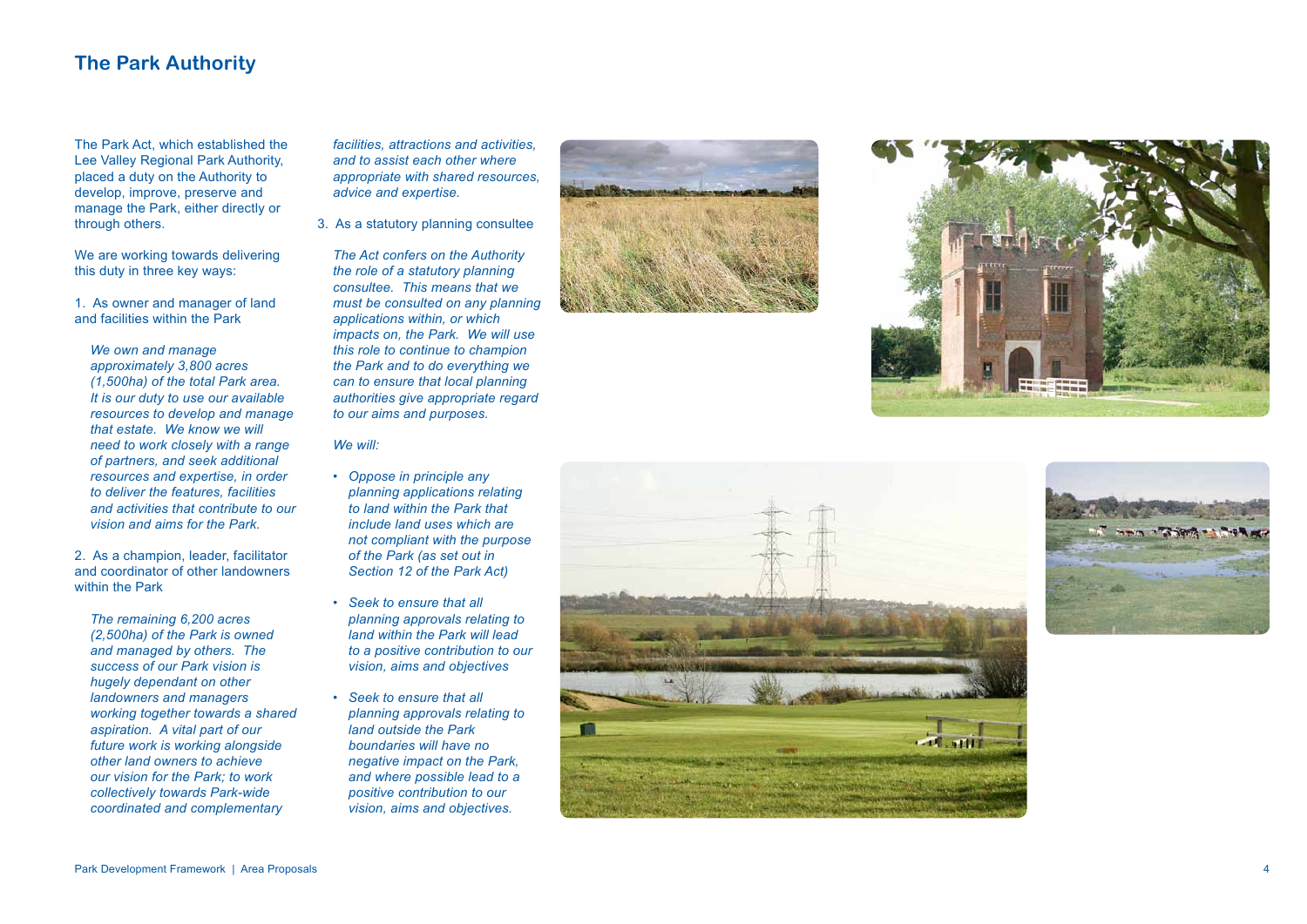## The Park Authority

The Park Act, which established the Lee Valley Regional Park Authority, placed a duty on the Authority to develop, improve, preserve and manage the Park, either directly or through others.

We are working towards delivering this duty in three key ways:

1. As owner and manager of land and facilities within the Park

   *We own and manage approximately 3,800 acres (1,500ha) of the total Park area. It is our duty to use our available resources to develop and manage that estate. We know we will need to work closely with a range of partners, and seek additional resources and expertise, in order to deliver the features, facilities and activities that contribute to our vision and aims for the Park.*

2. As a champion, leader, facilitator and coordinator of other landowners within the Park

   *The remaining 6,200 acres (2,500ha) of the Park is owned and managed by others. The success of our Park vision is hugely dependant on other landowners and managers working together towards a shared aspiration. A vital part of our future work is working alongside other land owners to achieve our vision for the Park; to work collectively towards Park-wide coordinated and complementary facilities, attractions and activities, and to assist each other where appropriate with shared resources, advice and expertise.*

3. As a statutory planning consultee

   *The Act confers on the Authority the role of a statutory planning consultee. This means that we must be consulted on any planning applications within, or which impacts on, the Park. We will use this role to continue to champion the Park and to do everything we can to ensure that local planning authorities give appropriate regard to our aims and purposes.*

   *We will:*

   - *Oppose in principle any planning applications relating to land within the Park that include land uses which are not compliant with the purpose of the Park (as set out in Section 12 of the Park Act)*
   - *Seek to ensure that all planning approvals relating to land within the Park will lead to a positive contribution to our vision, aims and objectives*
   - *Seek to ensure that all planning approvals relating to land outside the Park boundaries will have no negative impact on the Park, and where possible lead to a positive contribution to our vision, aims and objectives.*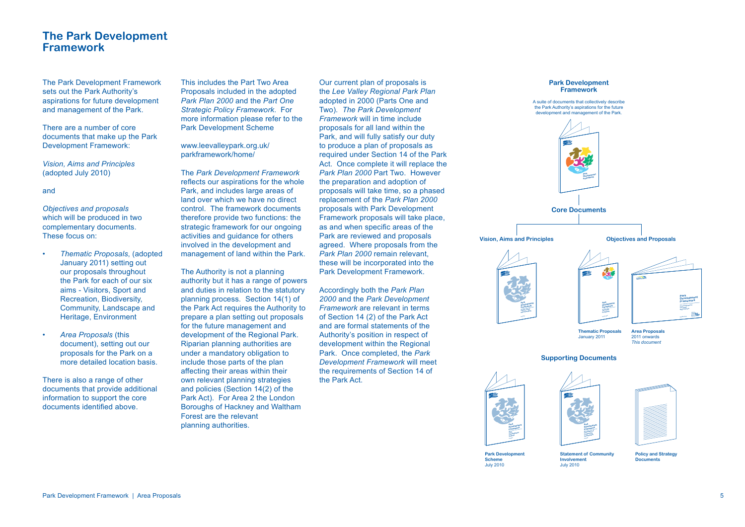# The Park Development Framework

The Park Development Framework sets out the Park Authority's aspirations for future development and management of the Park.

There are a number of core documents that make up the Park Development Framework:

*Vision, Aims and Principles* (adopted July 2010)

and

*Objectives and proposals* which will be produced in two complementary documents. These focus on:

- *Thematic Proposals*, (adopted January 2011) setting out our proposals throughout the Park for each of our six aims - Visitors, Sport and Recreation, Biodiversity, Community, Landscape and Heritage, Environment
- *Area Proposals* (this document), setting out our proposals for the Park on a more detailed location basis.

There is also a range of other documents that provide additional information to support the core documents identified above.

This includes the Part Two Area Proposals included in the adopted *Park Plan 2000* and the *Part One Strategic Policy Framework*. For more information please refer to the Park Development Scheme

www.leevalleypark.org.uk/parkframework/home/

The *Park Development Framework* reflects our aspirations for the whole Park, and includes large areas of land over which we have no direct control. The framework documents therefore provide two functions: the strategic framework for our ongoing activities and guidance for others involved in the development and management of land within the Park.

The Authority is not a planning authority but it has a range of powers and duties in relation to the statutory planning process. Section 14(1) of the Park Act requires the Authority to prepare a plan setting out proposals for the future management and development of the Regional Park. Riparian planning authorities are under a mandatory obligation to include those parts of the plan affecting their areas within their own relevant planning strategies and policies (Section 14(2) of the Park Act). For Area 2 the London Boroughs of Hackney and Waltham Forest are the relevant planning authorities.

Our current plan of proposals is the *Lee Valley Regional Park Plan* adopted in 2000 (Parts One and Two). *The Park Development Framework* will in time include proposals for all land within the Park, and will fully satisfy our duty to produce a plan of proposals as required under Section 14 of the Park Act. Once complete it will replace the *Park Plan 2000* Part Two. However the preparation and adoption of proposals will take time, so a phased replacement of the *Park Plan 2000* proposals with Park Development Framework proposals will take place, as and when specific areas of the Park are reviewed and proposals agreed. Where proposals from the *Park Plan 2000* remain relevant, these will be incorporated into the Park Development Framework.

Accordingly both the *Park Plan 2000* and the *Park Development Framework* are relevant in terms of Section 14 (2) of the Park Act and are formal statements of the Authority's position in respect of development within the Regional Park. Once completed, the *Park Development Framework* will meet the requirements of Section 14 of the Park Act.

**Park Development Framework**

A suite of documents that collectively describe the Park Authority's aspirations for the future development and management of the Park.

**Core Documents**

**Vision, Aims and Principles**

**Objectives and Proposals**

**Thematic Proposals** January 2011

**Area Proposals** 2011 onwards *This document*

**Supporting Documents**

**Park Development Scheme** July 2010

**Statement of Community Involvement** July 2010

**Policy and Strategy Documents**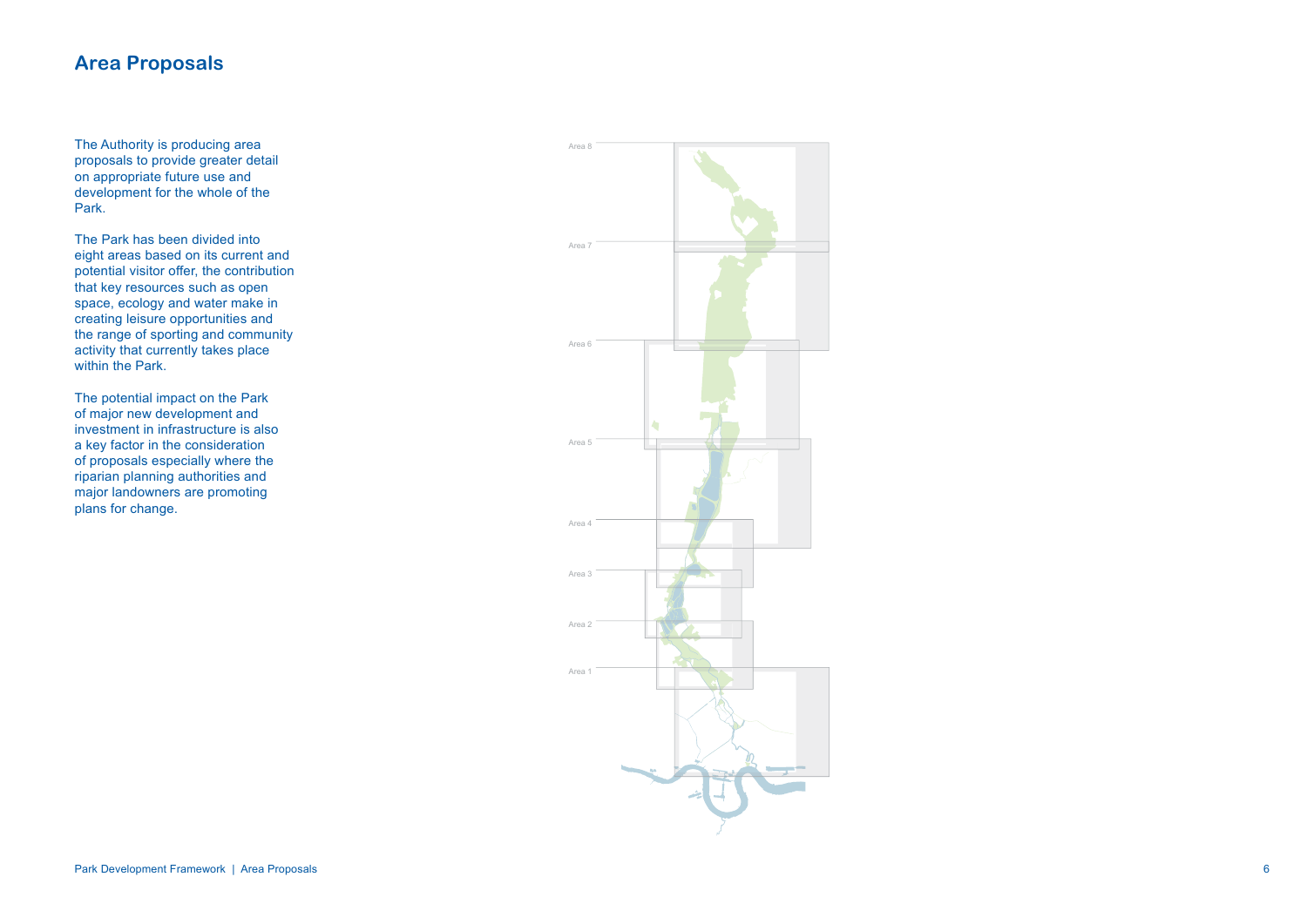# Area Proposals

The Authority is producing area proposals to provide greater detail on appropriate future use and development for the whole of the Park.

The Park has been divided into eight areas based on its current and potential visitor offer, the contribution that key resources such as open space, ecology and water make in creating leisure opportunities and the range of sporting and community activity that currently takes place within the Park.

The potential impact on the Park of major new development and investment in infrastructure is also a key factor in the consideration of proposals especially where the riparian planning authorities and major landowners are promoting plans for change.

Area 8

Area 7

Area 6

Area 5

Area 4

Area 3

Area 2

Area 1